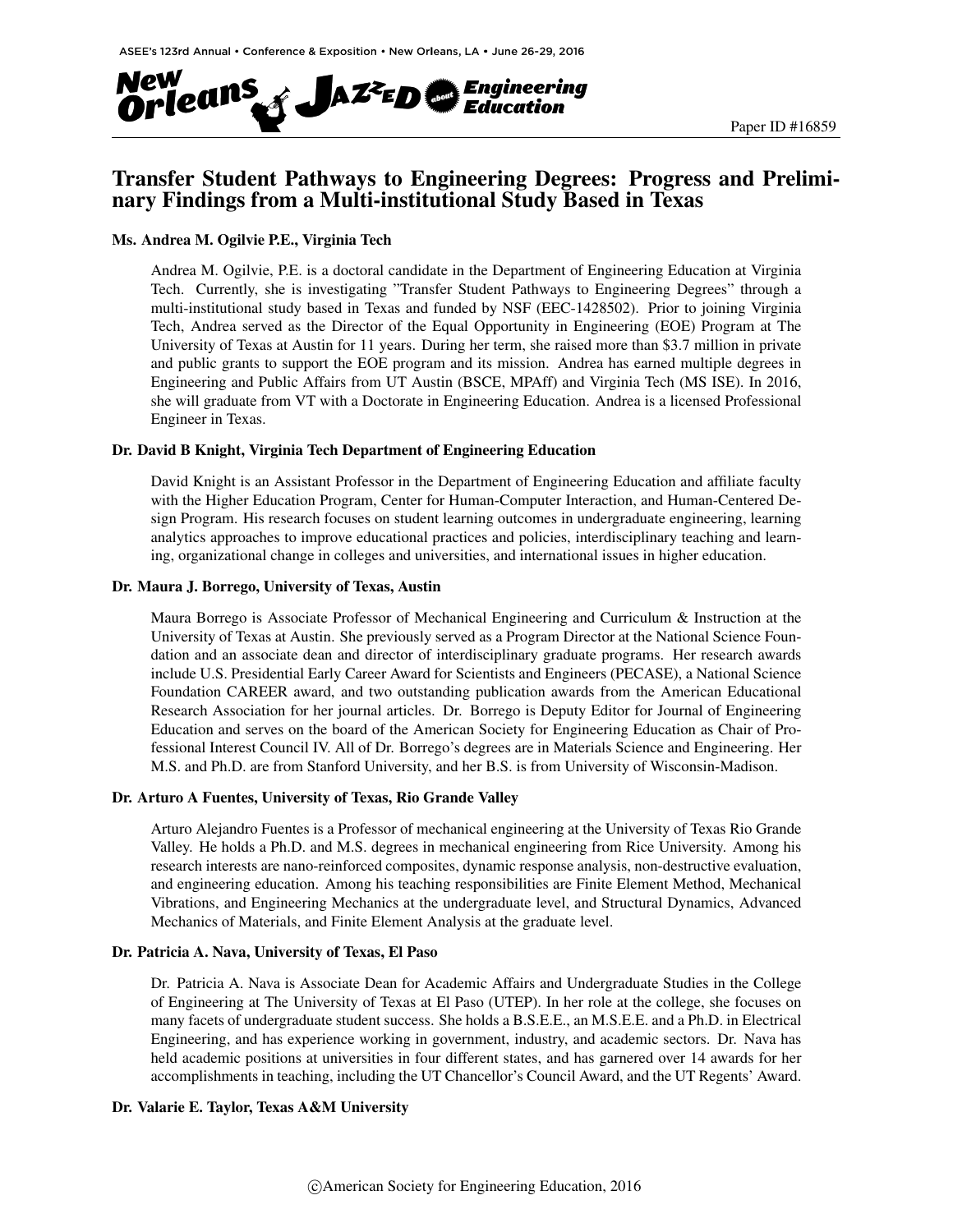Paper ID #16859

# Transfer Student Pathways to Engineering Degrees: Progress and Preliminary Findings from a Multi-institutional Study Based in Texas

### Ms. Andrea M. Ogilvie P.E., Virginia Tech

Andrea M. Ogilvie, P.E. is a doctoral candidate in the Department of Engineering Education at Virginia Tech. Currently, she is investigating "Transfer Student Pathways to Engineering Degrees" through a multi-institutional study based in Texas and funded by NSF (EEC-1428502). Prior to joining Virginia Tech, Andrea served as the Director of the Equal Opportunity in Engineering (EOE) Program at The University of Texas at Austin for 11 years. During her term, she raised more than $3.7 million in private and public grants to support the EOE program and its mission. Andrea has earned multiple degrees in Engineering and Public Affairs from UT Austin (BSCE, MPAff) and Virginia Tech (MS ISE). In 2016, she will graduate from VT with a Doctorate in Engineering Education. Andrea is a licensed Professional Engineer in Texas.

### Dr. David B Knight, Virginia Tech Department of Engineering Education

David Knight is an Assistant Professor in the Department of Engineering Education and affiliate faculty with the Higher Education Program, Center for Human-Computer Interaction, and Human-Centered Design Program. His research focuses on student learning outcomes in undergraduate engineering, learning analytics approaches to improve educational practices and policies, interdisciplinary teaching and learning, organizational change in colleges and universities, and international issues in higher education.

### Dr. Maura J. Borrego, University of Texas, Austin

Maura Borrego is Associate Professor of Mechanical Engineering and Curriculum & Instruction at the University of Texas at Austin. She previously served as a Program Director at the National Science Foundation and an associate dean and director of interdisciplinary graduate programs. Her research awards include U.S. Presidential Early Career Award for Scientists and Engineers (PECASE), a National Science Foundation CAREER award, and two outstanding publication awards from the American Educational Research Association for her journal articles. Dr. Borrego is Deputy Editor for Journal of Engineering Education and serves on the board of the American Society for Engineering Education as Chair of Professional Interest Council IV. All of Dr. Borrego's degrees are in Materials Science and Engineering. Her M.S. and Ph.D. are from Stanford University, and her B.S. is from University of Wisconsin-Madison.

### Dr. Arturo A Fuentes, University of Texas, Rio Grande Valley

Arturo Alejandro Fuentes is a Professor of mechanical engineering at the University of Texas Rio Grande Valley. He holds a Ph.D. and M.S. degrees in mechanical engineering from Rice University. Among his research interests are nano-reinforced composites, dynamic response analysis, non-destructive evaluation, and engineering education. Among his teaching responsibilities are Finite Element Method, Mechanical Vibrations, and Engineering Mechanics at the undergraduate level, and Structural Dynamics, Advanced Mechanics of Materials, and Finite Element Analysis at the graduate level.

### Dr. Patricia A. Nava, University of Texas, El Paso

Dr. Patricia A. Nava is Associate Dean for Academic Affairs and Undergraduate Studies in the College of Engineering at The University of Texas at El Paso (UTEP). In her role at the college, she focuses on many facets of undergraduate student success. She holds a B.S.E.E., an M.S.E.E. and a Ph.D. in Electrical Engineering, and has experience working in government, industry, and academic sectors. Dr. Nava has held academic positions at universities in four different states, and has garnered over 14 awards for her accomplishments in teaching, including the UT Chancellor's Council Award, and the UT Regents' Award.

### Dr. Valarie E. Taylor, Texas A&M University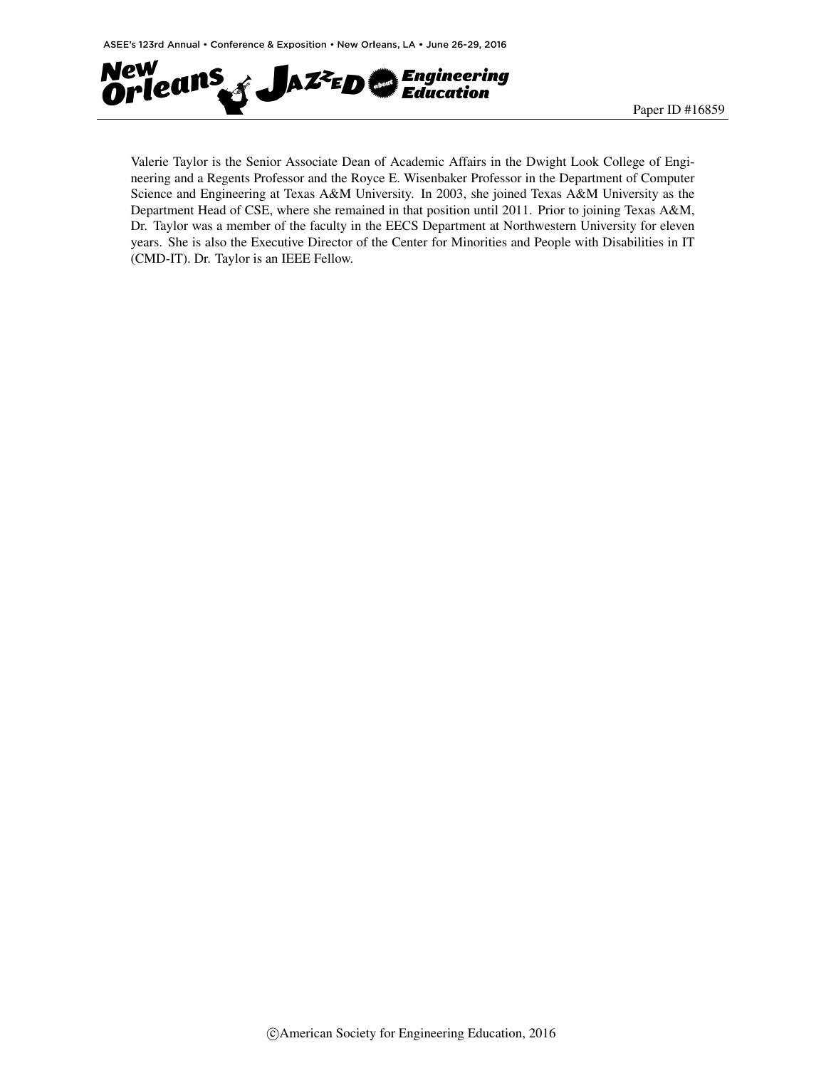Valerie Taylor is the Senior Associate Dean of Academic Affairs in the Dwight Look College of Engineering and a Regents Professor and the Royce E. Wisenbaker Professor in the Department of Computer Science and Engineering at Texas A&M University. In 2003, she joined Texas A&M University as the Department Head of CSE, where she remained in that position until 2011. Prior to joining Texas A&M, Dr. Taylor was a member of the faculty in the EECS Department at Northwestern University for eleven years. She is also the Executive Director of the Center for Minorities and People with Disabilities in IT (CMD-IT). Dr. Taylor is an IEEE Fellow.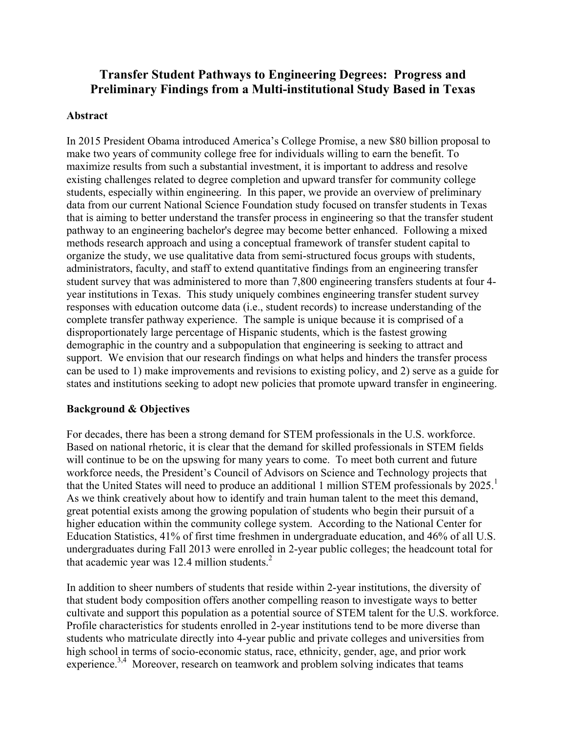# Transfer Student Pathways to Engineering Degrees: Progress and Preliminary Findings from a Multi-institutional Study Based in Texas

## Abstract

In 2015 President Obama introduced America's College Promise, a new $80 billion proposal to make two years of community college free for individuals willing to earn the benefit. To maximize results from such a substantial investment, it is important to address and resolve existing challenges related to degree completion and upward transfer for community college students, especially within engineering. In this paper, we provide an overview of preliminary data from our current National Science Foundation study focused on transfer students in Texas that is aiming to better understand the transfer process in engineering so that the transfer student pathway to an engineering bachelor's degree may become better enhanced. Following a mixed methods research approach and using a conceptual framework of transfer student capital to organize the study, we use qualitative data from semi-structured focus groups with students, administrators, faculty, and staff to extend quantitative findings from an engineering transfer student survey that was administered to more than 7,800 engineering transfers students at four 4-year institutions in Texas. This study uniquely combines engineering transfer student survey responses with education outcome data (i.e., student records) to increase understanding of the complete transfer pathway experience. The sample is unique because it is comprised of a disproportionately large percentage of Hispanic students, which is the fastest growing demographic in the country and a subpopulation that engineering is seeking to attract and support. We envision that our research findings on what helps and hinders the transfer process can be used to 1) make improvements and revisions to existing policy, and 2) serve as a guide for states and institutions seeking to adopt new policies that promote upward transfer in engineering.

## Background & Objectives

For decades, there has been a strong demand for STEM professionals in the U.S. workforce. Based on national rhetoric, it is clear that the demand for skilled professionals in STEM fields will continue to be on the upswing for many years to come. To meet both current and future workforce needs, the President's Council of Advisors on Science and Technology projects that that the United States will need to produce an additional 1 million STEM professionals by 2025.[1] As we think creatively about how to identify and train human talent to the meet this demand, great potential exists among the growing population of students who begin their pursuit of a higher education within the community college system. According to the National Center for Education Statistics, 41% of first time freshmen in undergraduate education, and 46% of all U.S. undergraduates during Fall 2013 were enrolled in 2-year public colleges; the headcount total for that academic year was 12.4 million students.[2]

In addition to sheer numbers of students that reside within 2-year institutions, the diversity of that student body composition offers another compelling reason to investigate ways to better cultivate and support this population as a potential source of STEM talent for the U.S. workforce. Profile characteristics for students enrolled in 2-year institutions tend to be more diverse than students who matriculate directly into 4-year public and private colleges and universities from high school in terms of socio-economic status, race, ethnicity, gender, age, and prior work experience.[3,4] Moreover, research on teamwork and problem solving indicates that teams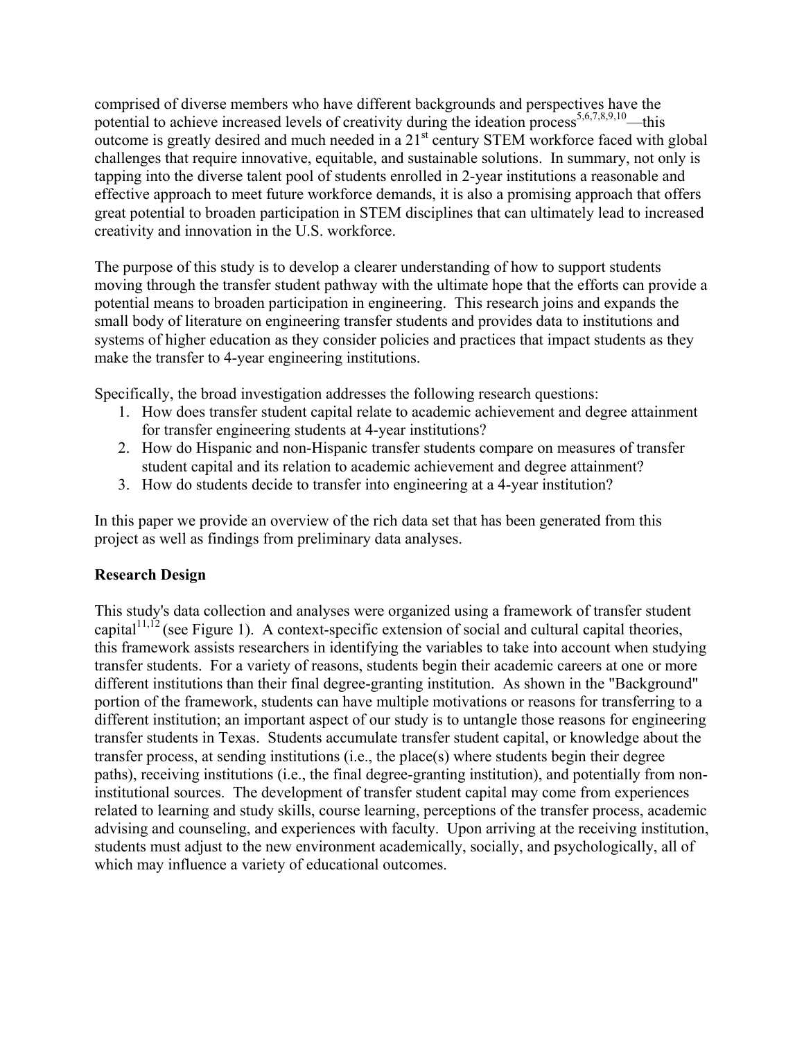comprised of diverse members who have different backgrounds and perspectives have the potential to achieve increased levels of creativity during the ideation process[5,6,7,8,9,10]—this outcome is greatly desired and much needed in a 21st century STEM workforce faced with global challenges that require innovative, equitable, and sustainable solutions. In summary, not only is tapping into the diverse talent pool of students enrolled in 2-year institutions a reasonable and effective approach to meet future workforce demands, it is also a promising approach that offers great potential to broaden participation in STEM disciplines that can ultimately lead to increased creativity and innovation in the U.S. workforce.

The purpose of this study is to develop a clearer understanding of how to support students moving through the transfer student pathway with the ultimate hope that the efforts can provide a potential means to broaden participation in engineering. This research joins and expands the small body of literature on engineering transfer students and provides data to institutions and systems of higher education as they consider policies and practices that impact students as they make the transfer to 4-year engineering institutions.

Specifically, the broad investigation addresses the following research questions:

1. How does transfer student capital relate to academic achievement and degree attainment for transfer engineering students at 4-year institutions?
2. How do Hispanic and non-Hispanic transfer students compare on measures of transfer student capital and its relation to academic achievement and degree attainment?
3. How do students decide to transfer into engineering at a 4-year institution?

In this paper we provide an overview of the rich data set that has been generated from this project as well as findings from preliminary data analyses.

## Research Design

This study's data collection and analyses were organized using a framework of transfer student capital[11,12] (see Figure 1). A context-specific extension of social and cultural capital theories, this framework assists researchers in identifying the variables to take into account when studying transfer students. For a variety of reasons, students begin their academic careers at one or more different institutions than their final degree-granting institution. As shown in the "Background" portion of the framework, students can have multiple motivations or reasons for transferring to a different institution; an important aspect of our study is to untangle those reasons for engineering transfer students in Texas. Students accumulate transfer student capital, or knowledge about the transfer process, at sending institutions (i.e., the place(s) where students begin their degree paths), receiving institutions (i.e., the final degree-granting institution), and potentially from non-institutional sources. The development of transfer student capital may come from experiences related to learning and study skills, course learning, perceptions of the transfer process, academic advising and counseling, and experiences with faculty. Upon arriving at the receiving institution, students must adjust to the new environment academically, socially, and psychologically, all of which may influence a variety of educational outcomes.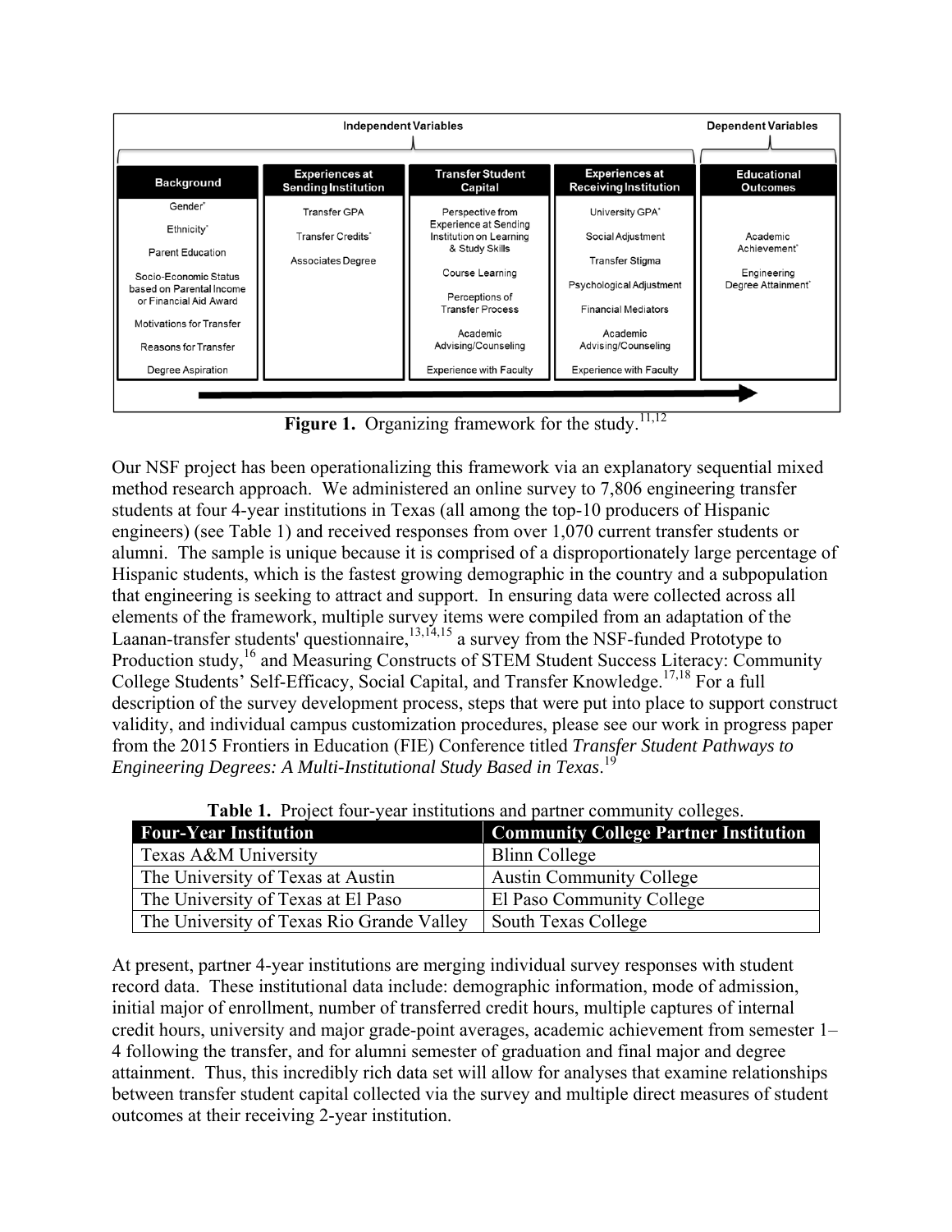| Independent Variables | | | | Dependent Variables |
|---|---|---|---|---|
| **Background** | **Experiences at Sending Institution** | **Transfer Student Capital** | **Experiences at Receiving Institution** | **Educational Outcomes** |
| Gender* | Transfer GPA | Perspective from Experience at Sending Institution on Learning & Study Skills | University GPA* | Academic Achievement* |
| Ethnicity* | Transfer Credits* | Course Learning | Social Adjustment | Engineering Degree Attainment* |
| Parent Education | Associates Degree | Perceptions of Transfer Process | Transfer Stigma | |
| Socio-Economic Status based on Parental Income or Financial Aid Award | | Academic Advising/Counseling | Psychological Adjustment | |
| Motivations for Transfer | | Experience with Faculty | Financial Mediators | |
| Reasons for Transfer | | | Academic Advising/Counseling | |
| Degree Aspiration | | | Experience with Faculty | |

**Figure 1.** Organizing framework for the study.[11,12]

Our NSF project has been operationalizing this framework via an explanatory sequential mixed method research approach. We administered an online survey to 7,806 engineering transfer students at four 4-year institutions in Texas (all among the top-10 producers of Hispanic engineers) (see Table 1) and received responses from over 1,070 current transfer students or alumni. The sample is unique because it is comprised of a disproportionately large percentage of Hispanic students, which is the fastest growing demographic in the country and a subpopulation that engineering is seeking to attract and support. In ensuring data were collected across all elements of the framework, multiple survey items were compiled from an adaptation of the Laanan-transfer students' questionnaire,[13,14,15] a survey from the NSF-funded Prototype to Production study,[16] and Measuring Constructs of STEM Student Success Literacy: Community College Students' Self-Efficacy, Social Capital, and Transfer Knowledge.[17,18] For a full description of the survey development process, steps that were put into place to support construct validity, and individual campus customization procedures, please see our work in progress paper from the 2015 Frontiers in Education (FIE) Conference titled *Transfer Student Pathways to Engineering Degrees: A Multi-Institutional Study Based in Texas*.[19]

**Table 1.** Project four-year institutions and partner community colleges.

| Four-Year Institution | Community College Partner Institution |
|---|---|
| Texas A&M University | Blinn College |
| The University of Texas at Austin | Austin Community College |
| The University of Texas at El Paso | El Paso Community College |
| The University of Texas Rio Grande Valley | South Texas College |

At present, partner 4-year institutions are merging individual survey responses with student record data. These institutional data include: demographic information, mode of admission, initial major of enrollment, number of transferred credit hours, multiple captures of internal credit hours, university and major grade-point averages, academic achievement from semester 1–4 following the transfer, and for alumni semester of graduation and final major and degree attainment. Thus, this incredibly rich data set will allow for analyses that examine relationships between transfer student capital collected via the survey and multiple direct measures of student outcomes at their receiving 2-year institution.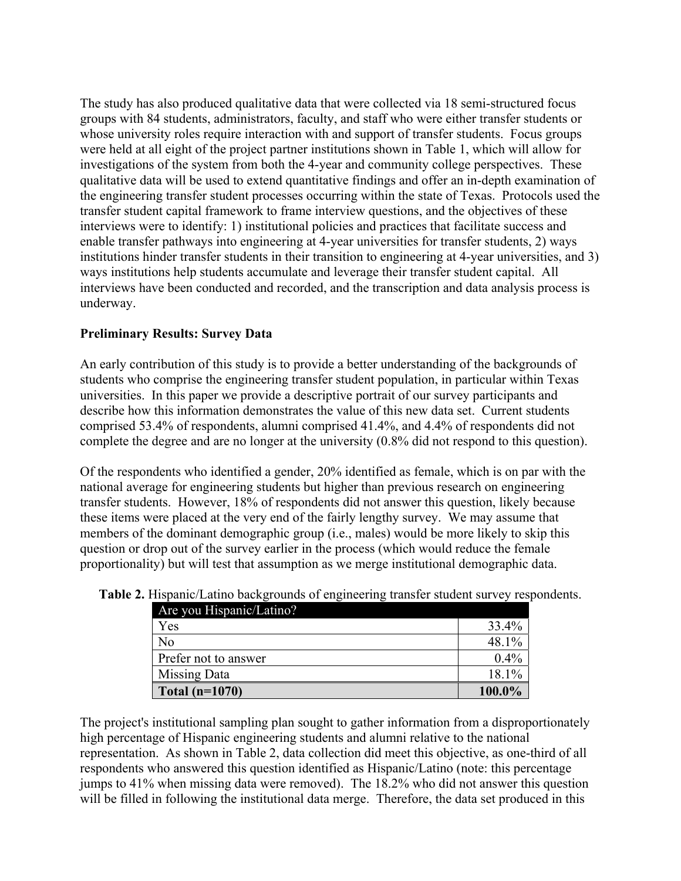The study has also produced qualitative data that were collected via 18 semi-structured focus groups with 84 students, administrators, faculty, and staff who were either transfer students or whose university roles require interaction with and support of transfer students. Focus groups were held at all eight of the project partner institutions shown in Table 1, which will allow for investigations of the system from both the 4-year and community college perspectives. These qualitative data will be used to extend quantitative findings and offer an in-depth examination of the engineering transfer student processes occurring within the state of Texas. Protocols used the transfer student capital framework to frame interview questions, and the objectives of these interviews were to identify: 1) institutional policies and practices that facilitate success and enable transfer pathways into engineering at 4-year universities for transfer students, 2) ways institutions hinder transfer students in their transition to engineering at 4-year universities, and 3) ways institutions help students accumulate and leverage their transfer student capital. All interviews have been conducted and recorded, and the transcription and data analysis process is underway.

**Preliminary Results: Survey Data**

An early contribution of this study is to provide a better understanding of the backgrounds of students who comprise the engineering transfer student population, in particular within Texas universities. In this paper we provide a descriptive portrait of our survey participants and describe how this information demonstrates the value of this new data set. Current students comprised 53.4% of respondents, alumni comprised 41.4%, and 4.4% of respondents did not complete the degree and are no longer at the university (0.8% did not respond to this question).

Of the respondents who identified a gender, 20% identified as female, which is on par with the national average for engineering students but higher than previous research on engineering transfer students. However, 18% of respondents did not answer this question, likely because these items were placed at the very end of the fairly lengthy survey. We may assume that members of the dominant demographic group (i.e., males) would be more likely to skip this question or drop out of the survey earlier in the process (which would reduce the female proportionality) but will test that assumption as we merge institutional demographic data.

**Table 2.** Hispanic/Latino backgrounds of engineering transfer student survey respondents.

| Are you Hispanic/Latino? | |
|---|---:|
| Yes | 33.4% |
| No | 48.1% |
| Prefer not to answer | 0.4% |
| Missing Data | 18.1% |
| **Total (n=1070)** | **100.0%** |

The project's institutional sampling plan sought to gather information from a disproportionately high percentage of Hispanic engineering students and alumni relative to the national representation. As shown in Table 2, data collection did meet this objective, as one-third of all respondents who answered this question identified as Hispanic/Latino (note: this percentage jumps to 41% when missing data were removed). The 18.2% who did not answer this question will be filled in following the institutional data merge. Therefore, the data set produced in this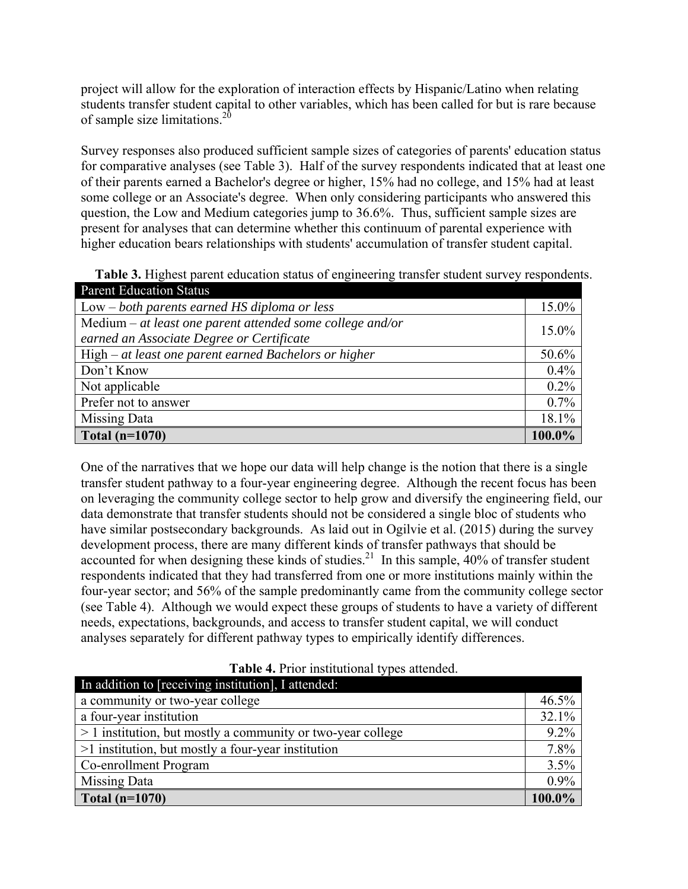project will allow for the exploration of interaction effects by Hispanic/Latino when relating students transfer student capital to other variables, which has been called for but is rare because of sample size limitations.[20]

Survey responses also produced sufficient sample sizes of categories of parents' education status for comparative analyses (see Table 3). Half of the survey respondents indicated that at least one of their parents earned a Bachelor's degree or higher, 15% had no college, and 15% had at least some college or an Associate's degree. When only considering participants who answered this question, the Low and Medium categories jump to 36.6%. Thus, sufficient sample sizes are present for analyses that can determine whether this continuum of parental experience with higher education bears relationships with students' accumulation of transfer student capital.

**Table 3.** Highest parent education status of engineering transfer student survey respondents.

| Parent Education Status | |
|---|---|
| Low – *both parents earned HS diploma or less* | 15.0% |
| Medium – *at least one parent attended some college and/or earned an Associate Degree or Certificate* | 15.0% |
| High – *at least one parent earned Bachelors or higher* | 50.6% |
| Don't Know | 0.4% |
| Not applicable | 0.2% |
| Prefer not to answer | 0.7% |
| Missing Data | 18.1% |
| **Total (n=1070)** | **100.0%** |

One of the narratives that we hope our data will help change is the notion that there is a single transfer student pathway to a four-year engineering degree. Although the recent focus has been on leveraging the community college sector to help grow and diversify the engineering field, our data demonstrate that transfer students should not be considered a single bloc of students who have similar postsecondary backgrounds. As laid out in Ogilvie et al. (2015) during the survey development process, there are many different kinds of transfer pathways that should be accounted for when designing these kinds of studies.[21] In this sample, 40% of transfer student respondents indicated that they had transferred from one or more institutions mainly within the four-year sector; and 56% of the sample predominantly came from the community college sector (see Table 4). Although we would expect these groups of students to have a variety of different needs, expectations, backgrounds, and access to transfer student capital, we will conduct analyses separately for different pathway types to empirically identify differences.

**Table 4.** Prior institutional types attended.

| In addition to [receiving institution], I attended: | |
|---|---|
| a community or two-year college | 46.5% |
| a four-year institution | 32.1% |
| > 1 institution, but mostly a community or two-year college | 9.2% |
| >1 institution, but mostly a four-year institution | 7.8% |
| Co-enrollment Program | 3.5% |
| Missing Data | 0.9% |
| **Total (n=1070)** | **100.0%** |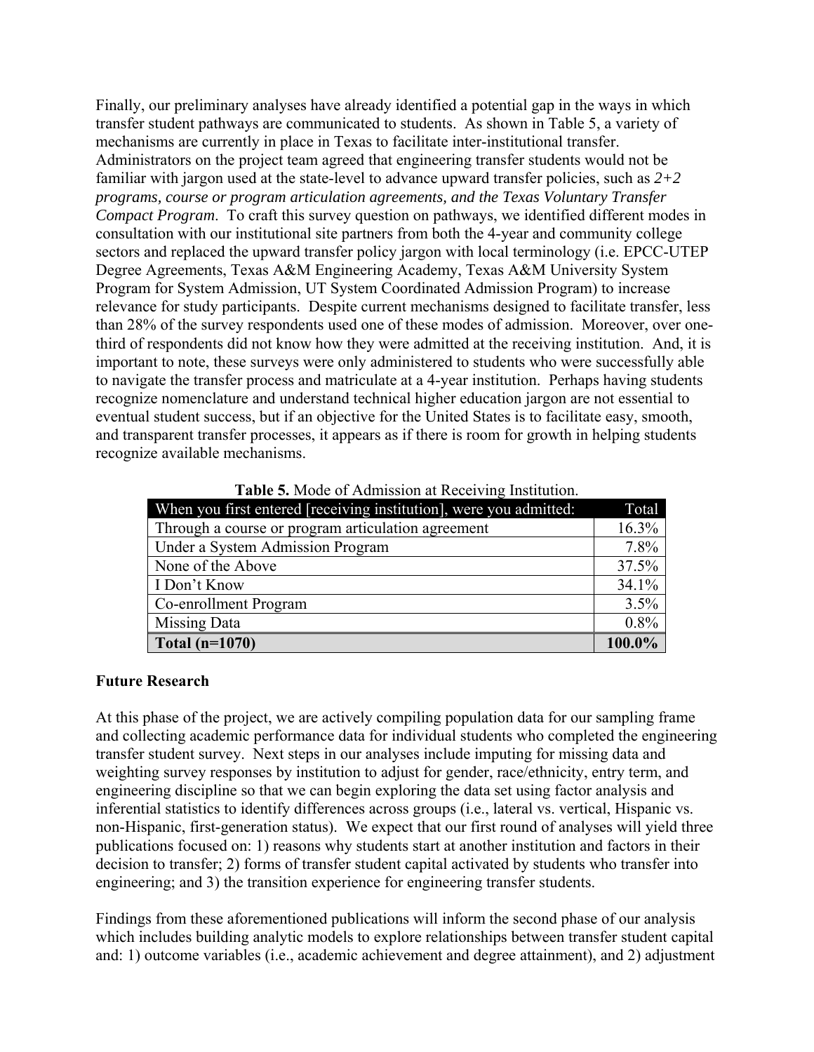Finally, our preliminary analyses have already identified a potential gap in the ways in which transfer student pathways are communicated to students. As shown in Table 5, a variety of mechanisms are currently in place in Texas to facilitate inter-institutional transfer. Administrators on the project team agreed that engineering transfer students would not be familiar with jargon used at the state-level to advance upward transfer policies, such as *2+2 programs, course or program articulation agreements, and the Texas Voluntary Transfer Compact Program*. To craft this survey question on pathways, we identified different modes in consultation with our institutional site partners from both the 4-year and community college sectors and replaced the upward transfer policy jargon with local terminology (i.e. EPCC-UTEP Degree Agreements, Texas A&M Engineering Academy, Texas A&M University System Program for System Admission, UT System Coordinated Admission Program) to increase relevance for study participants. Despite current mechanisms designed to facilitate transfer, less than 28% of the survey respondents used one of these modes of admission. Moreover, over one-third of respondents did not know how they were admitted at the receiving institution. And, it is important to note, these surveys were only administered to students who were successfully able to navigate the transfer process and matriculate at a 4-year institution. Perhaps having students recognize nomenclature and understand technical higher education jargon are not essential to eventual student success, but if an objective for the United States is to facilitate easy, smooth, and transparent transfer processes, it appears as if there is room for growth in helping students recognize available mechanisms.

**Table 5.** Mode of Admission at Receiving Institution.

| When you first entered [receiving institution], were you admitted: | Total |
|---|---|
| Through a course or program articulation agreement | 16.3% |
| Under a System Admission Program | 7.8% |
| None of the Above | 37.5% |
| I Don't Know | 34.1% |
| Co-enrollment Program | 3.5% |
| Missing Data | 0.8% |
| **Total (n=1070)** | **100.0%** |

## Future Research

At this phase of the project, we are actively compiling population data for our sampling frame and collecting academic performance data for individual students who completed the engineering transfer student survey. Next steps in our analyses include imputing for missing data and weighting survey responses by institution to adjust for gender, race/ethnicity, entry term, and engineering discipline so that we can begin exploring the data set using factor analysis and inferential statistics to identify differences across groups (i.e., lateral vs. vertical, Hispanic vs. non-Hispanic, first-generation status). We expect that our first round of analyses will yield three publications focused on: 1) reasons why students start at another institution and factors in their decision to transfer; 2) forms of transfer student capital activated by students who transfer into engineering; and 3) the transition experience for engineering transfer students.

Findings from these aforementioned publications will inform the second phase of our analysis which includes building analytic models to explore relationships between transfer student capital and: 1) outcome variables (i.e., academic achievement and degree attainment), and 2) adjustment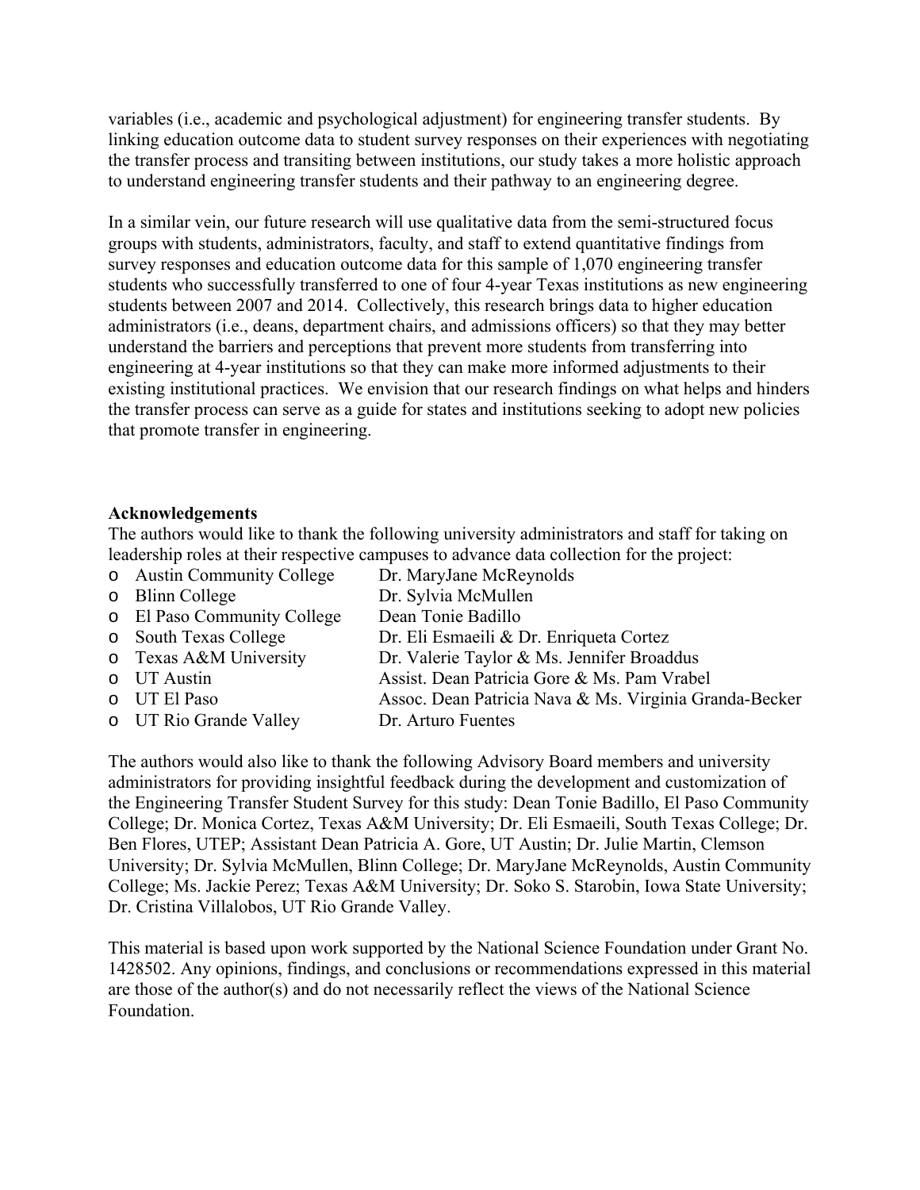variables (i.e., academic and psychological adjustment) for engineering transfer students. By linking education outcome data to student survey responses on their experiences with negotiating the transfer process and transiting between institutions, our study takes a more holistic approach to understand engineering transfer students and their pathway to an engineering degree.

In a similar vein, our future research will use qualitative data from the semi-structured focus groups with students, administrators, faculty, and staff to extend quantitative findings from survey responses and education outcome data for this sample of 1,070 engineering transfer students who successfully transferred to one of four 4-year Texas institutions as new engineering students between 2007 and 2014. Collectively, this research brings data to higher education administrators (i.e., deans, department chairs, and admissions officers) so that they may better understand the barriers and perceptions that prevent more students from transferring into engineering at 4-year institutions so that they can make more informed adjustments to their existing institutional practices. We envision that our research findings on what helps and hinders the transfer process can serve as a guide for states and institutions seeking to adopt new policies that promote transfer in engineering.

**Acknowledgements**

The authors would like to thank the following university administrators and staff for taking on leadership roles at their respective campuses to advance data collection for the project:

- Austin Community College — Dr. MaryJane McReynolds
- Blinn College — Dr. Sylvia McMullen
- El Paso Community College — Dean Tonie Badillo
- South Texas College — Dr. Eli Esmaeili & Dr. Enriqueta Cortez
- Texas A&M University — Dr. Valerie Taylor & Ms. Jennifer Broaddus
- UT Austin — Assist. Dean Patricia Gore & Ms. Pam Vrabel
- UT El Paso — Assoc. Dean Patricia Nava & Ms. Virginia Granda-Becker
- UT Rio Grande Valley — Dr. Arturo Fuentes

The authors would also like to thank the following Advisory Board members and university administrators for providing insightful feedback during the development and customization of the Engineering Transfer Student Survey for this study: Dean Tonie Badillo, El Paso Community College; Dr. Monica Cortez, Texas A&M University; Dr. Eli Esmaeili, South Texas College; Dr. Ben Flores, UTEP; Assistant Dean Patricia A. Gore, UT Austin; Dr. Julie Martin, Clemson University; Dr. Sylvia McMullen, Blinn College; Dr. MaryJane McReynolds, Austin Community College; Ms. Jackie Perez; Texas A&M University; Dr. Soko S. Starobin, Iowa State University; Dr. Cristina Villalobos, UT Rio Grande Valley.

This material is based upon work supported by the National Science Foundation under Grant No. 1428502. Any opinions, findings, and conclusions or recommendations expressed in this material are those of the author(s) and do not necessarily reflect the views of the National Science Foundation.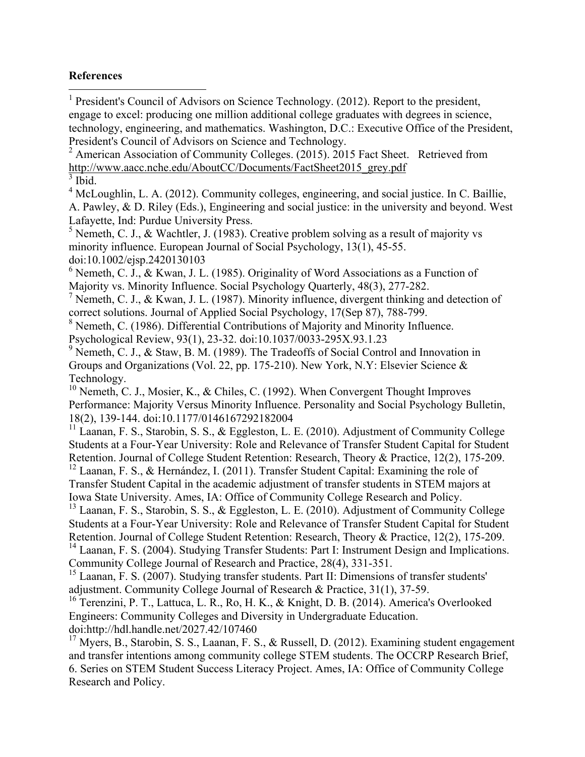**References**

[1] President's Council of Advisors on Science Technology. (2012). Report to the president, engage to excel: producing one million additional college graduates with degrees in science, technology, engineering, and mathematics. Washington, D.C.: Executive Office of the President, President's Council of Advisors on Science and Technology.

[2] American Association of Community Colleges. (2015). 2015 Fact Sheet. Retrieved from http://www.aacc.nche.edu/AboutCC/Documents/FactSheet2015_grey.pdf

[3] Ibid.

[4] McLoughlin, L. A. (2012). Community colleges, engineering, and social justice. In C. Baillie, A. Pawley, & D. Riley (Eds.), Engineering and social justice: in the university and beyond. West Lafayette, Ind: Purdue University Press.

[5] Nemeth, C. J., & Wachtler, J. (1983). Creative problem solving as a result of majority vs minority influence. European Journal of Social Psychology, 13(1), 45-55. doi:10.1002/ejsp.2420130103

[6] Nemeth, C. J., & Kwan, J. L. (1985). Originality of Word Associations as a Function of Majority vs. Minority Influence. Social Psychology Quarterly, 48(3), 277-282.

[7] Nemeth, C. J., & Kwan, J. L. (1987). Minority influence, divergent thinking and detection of correct solutions. Journal of Applied Social Psychology, 17(Sep 87), 788-799.

[8] Nemeth, C. (1986). Differential Contributions of Majority and Minority Influence. Psychological Review, 93(1), 23-32. doi:10.1037/0033-295X.93.1.23

[9] Nemeth, C. J., & Staw, B. M. (1989). The Tradeoffs of Social Control and Innovation in Groups and Organizations (Vol. 22, pp. 175-210). New York, N.Y: Elsevier Science & Technology.

[10] Nemeth, C. J., Mosier, K., & Chiles, C. (1992). When Convergent Thought Improves Performance: Majority Versus Minority Influence. Personality and Social Psychology Bulletin, 18(2), 139-144. doi:10.1177/0146167292182004

[11] Laanan, F. S., Starobin, S. S., & Eggleston, L. E. (2010). Adjustment of Community College Students at a Four-Year University: Role and Relevance of Transfer Student Capital for Student Retention. Journal of College Student Retention: Research, Theory & Practice, 12(2), 175-209.

[12] Laanan, F. S., & Hernández, I. (2011). Transfer Student Capital: Examining the role of Transfer Student Capital in the academic adjustment of transfer students in STEM majors at Iowa State University. Ames, IA: Office of Community College Research and Policy.

[13] Laanan, F. S., Starobin, S. S., & Eggleston, L. E. (2010). Adjustment of Community College Students at a Four-Year University: Role and Relevance of Transfer Student Capital for Student Retention. Journal of College Student Retention: Research, Theory & Practice, 12(2), 175-209.

[14] Laanan, F. S. (2004). Studying Transfer Students: Part I: Instrument Design and Implications. Community College Journal of Research and Practice, 28(4), 331-351.

[15] Laanan, F. S. (2007). Studying transfer students. Part II: Dimensions of transfer students' adjustment. Community College Journal of Research & Practice, 31(1), 37-59.

[16] Terenzini, P. T., Lattuca, L. R., Ro, H. K., & Knight, D. B. (2014). America's Overlooked Engineers: Community Colleges and Diversity in Undergraduate Education. doi:http://hdl.handle.net/2027.42/107460

[17] Myers, B., Starobin, S. S., Laanan, F. S., & Russell, D. (2012). Examining student engagement and transfer intentions among community college STEM students. The OCCRP Research Brief, 6. Series on STEM Student Success Literacy Project. Ames, IA: Office of Community College Research and Policy.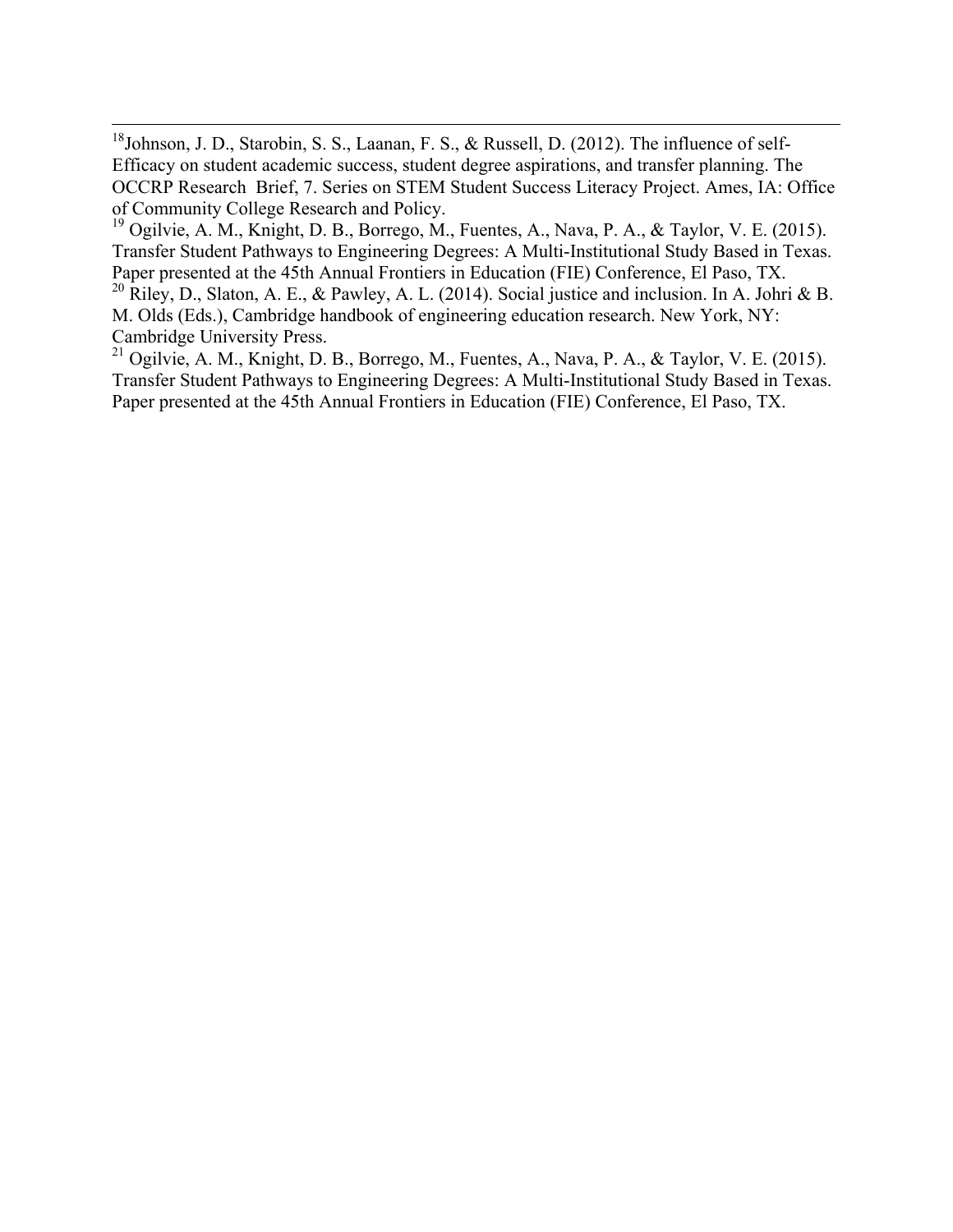[18]Johnson, J. D., Starobin, S. S., Laanan, F. S., & Russell, D. (2012). The influence of self-Efficacy on student academic success, student degree aspirations, and transfer planning. The OCCRP Research Brief, 7. Series on STEM Student Success Literacy Project. Ames, IA: Office of Community College Research and Policy.

[19] Ogilvie, A. M., Knight, D. B., Borrego, M., Fuentes, A., Nava, P. A., & Taylor, V. E. (2015). Transfer Student Pathways to Engineering Degrees: A Multi-Institutional Study Based in Texas. Paper presented at the 45th Annual Frontiers in Education (FIE) Conference, El Paso, TX.

[20] Riley, D., Slaton, A. E., & Pawley, A. L. (2014). Social justice and inclusion. In A. Johri & B. M. Olds (Eds.), Cambridge handbook of engineering education research. New York, NY: Cambridge University Press.

[21] Ogilvie, A. M., Knight, D. B., Borrego, M., Fuentes, A., Nava, P. A., & Taylor, V. E. (2015). Transfer Student Pathways to Engineering Degrees: A Multi-Institutional Study Based in Texas. Paper presented at the 45th Annual Frontiers in Education (FIE) Conference, El Paso, TX.